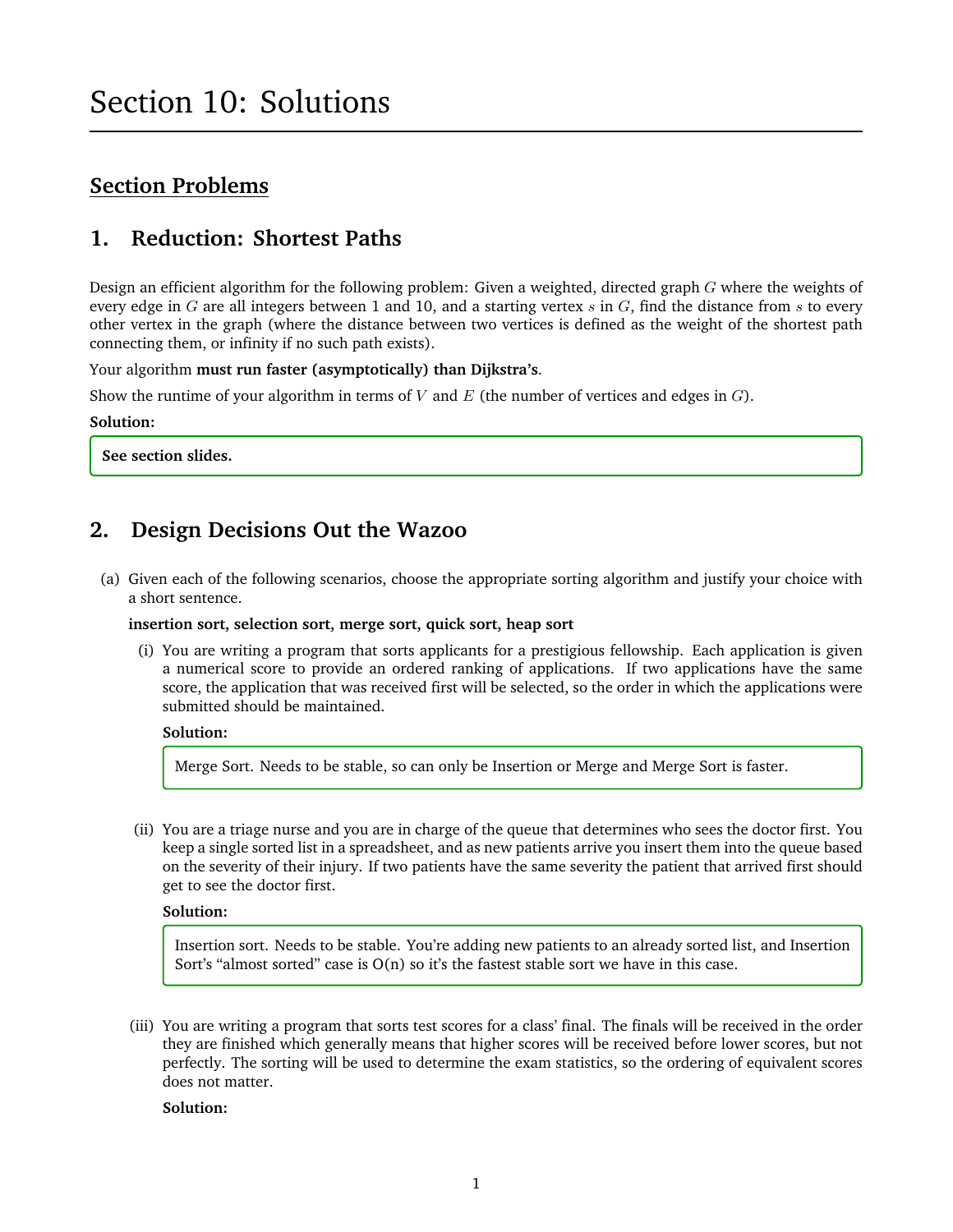# Section 10: Solutions

## Section Problems

## 1. Reduction: Shortest Paths

Design an efficient algorithm for the following problem: Given a weighted, directed graph $G$ where the weights of every edge in $G$ are all integers between 1 and 10, and a starting vertex $s$ in $G$, find the distance from $s$ to every other vertex in the graph (where the distance between two vertices is defined as the weight of the shortest path connecting them, or infinity if no such path exists).

Your algorithm **must run faster (asymptotically) than Dijkstra's**.

Show the runtime of your algorithm in terms of $V$ and $E$ (the number of vertices and edges in $G$).

**Solution:**

**See section slides.**

## 2. Design Decisions Out the Wazoo

(a) Given each of the following scenarios, choose the appropriate sorting algorithm and justify your choice with a short sentence.

**insertion sort, selection sort, merge sort, quick sort, heap sort**

(i) You are writing a program that sorts applicants for a prestigious fellowship. Each application is given a numerical score to provide an ordered ranking of applications. If two applications have the same score, the application that was received first will be selected, so the order in which the applications were submitted should be maintained.

**Solution:**

Merge Sort. Needs to be stable, so can only be Insertion or Merge and Merge Sort is faster.

(ii) You are a triage nurse and you are in charge of the queue that determines who sees the doctor first. You keep a single sorted list in a spreadsheet, and as new patients arrive you insert them into the queue based on the severity of their injury. If two patients have the same severity the patient that arrived first should get to see the doctor first.

**Solution:**

Insertion sort. Needs to be stable. You're adding new patients to an already sorted list, and Insertion Sort's "almost sorted" case is O(n) so it's the fastest stable sort we have in this case.

(iii) You are writing a program that sorts test scores for a class' final. The finals will be received in the order they are finished which generally means that higher scores will be received before lower scores, but not perfectly. The sorting will be used to determine the exam statistics, so the ordering of equivalent scores does not matter.

**Solution:**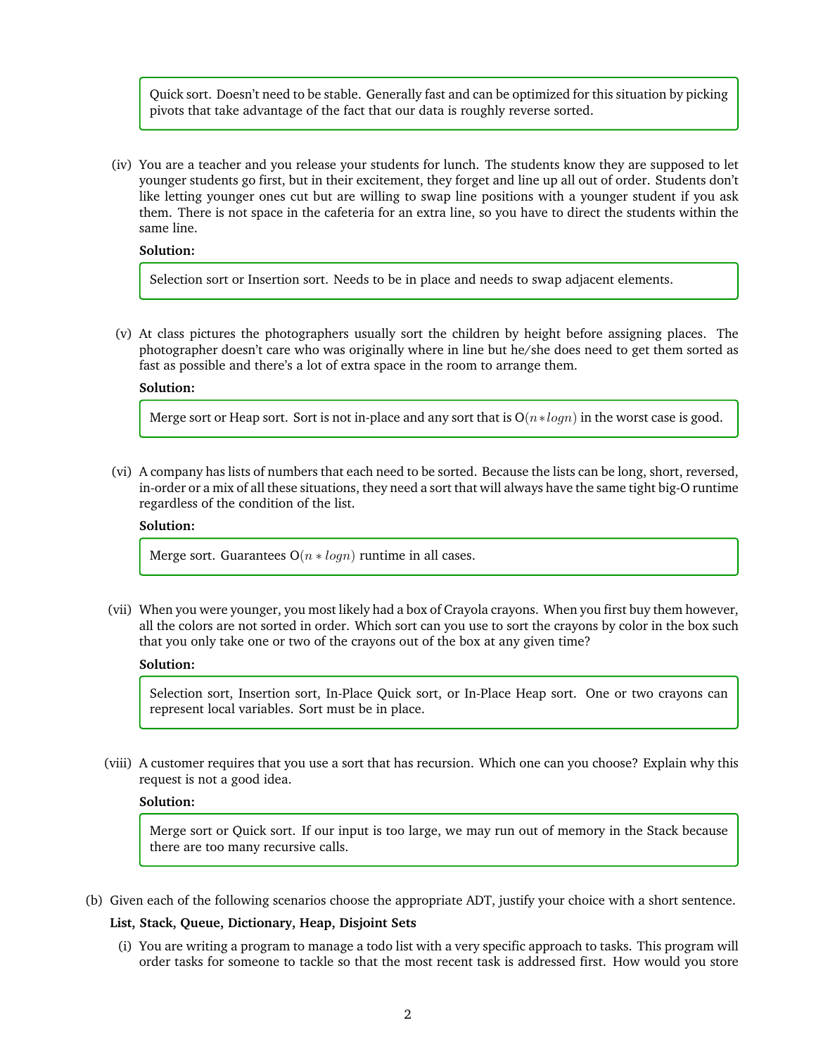> Quick sort. Doesn't need to be stable. Generally fast and can be optimized for this situation by picking pivots that take advantage of the fact that our data is roughly reverse sorted.

(iv) You are a teacher and you release your students for lunch. The students know they are supposed to let younger students go first, but in their excitement, they forget and line up all out of order. Students don't like letting younger ones cut but are willing to swap line positions with a younger student if you ask them. There is not space in the cafeteria for an extra line, so you have to direct the students within the same line.

**Solution:**

> Selection sort or Insertion sort. Needs to be in place and needs to swap adjacent elements.

(v) At class pictures the photographers usually sort the children by height before assigning places. The photographer doesn't care who was originally where in line but he/she does need to get them sorted as fast as possible and there's a lot of extra space in the room to arrange them.

**Solution:**

> Merge sort or Heap sort. Sort is not in-place and any sort that is O$(n * logn)$ in the worst case is good.

(vi) A company has lists of numbers that each need to be sorted. Because the lists can be long, short, reversed, in-order or a mix of all these situations, they need a sort that will always have the same tight big-O runtime regardless of the condition of the list.

**Solution:**

> Merge sort. Guarantees O$(n * logn)$ runtime in all cases.

(vii) When you were younger, you most likely had a box of Crayola crayons. When you first buy them however, all the colors are not sorted in order. Which sort can you use to sort the crayons by color in the box such that you only take one or two of the crayons out of the box at any given time?

**Solution:**

> Selection sort, Insertion sort, In-Place Quick sort, or In-Place Heap sort. One or two crayons can represent local variables. Sort must be in place.

(viii) A customer requires that you use a sort that has recursion. Which one can you choose? Explain why this request is not a good idea.

**Solution:**

> Merge sort or Quick sort. If our input is too large, we may run out of memory in the Stack because there are too many recursive calls.

(b) Given each of the following scenarios choose the appropriate ADT, justify your choice with a short sentence.

**List, Stack, Queue, Dictionary, Heap, Disjoint Sets**

(i) You are writing a program to manage a todo list with a very specific approach to tasks. This program will order tasks for someone to tackle so that the most recent task is addressed first. How would you store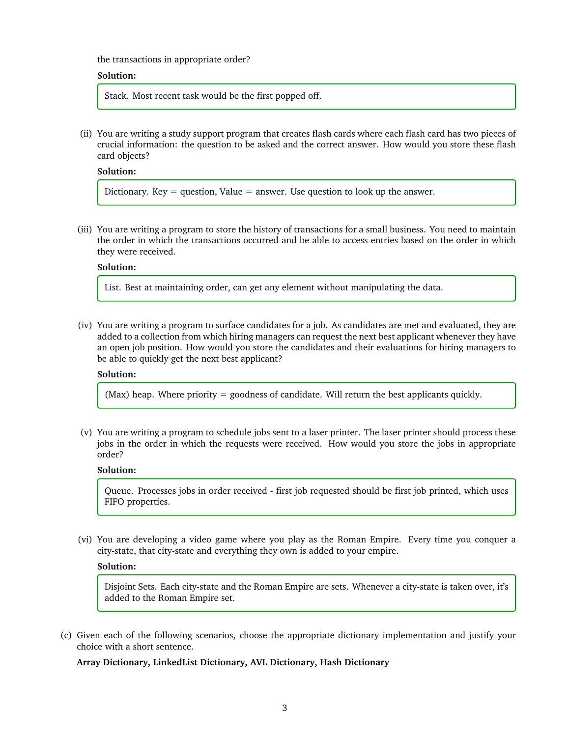the transactions in appropriate order?

**Solution:**

> Stack. Most recent task would be the first popped off.

(ii) You are writing a study support program that creates flash cards where each flash card has two pieces of crucial information: the question to be asked and the correct answer. How would you store these flash card objects?

**Solution:**

> Dictionary. Key = question, Value = answer. Use question to look up the answer.

(iii) You are writing a program to store the history of transactions for a small business. You need to maintain the order in which the transactions occurred and be able to access entries based on the order in which they were received.

**Solution:**

> List. Best at maintaining order, can get any element without manipulating the data.

(iv) You are writing a program to surface candidates for a job. As candidates are met and evaluated, they are added to a collection from which hiring managers can request the next best applicant whenever they have an open job position. How would you store the candidates and their evaluations for hiring managers to be able to quickly get the next best applicant?

**Solution:**

> (Max) heap. Where priority = goodness of candidate. Will return the best applicants quickly.

(v) You are writing a program to schedule jobs sent to a laser printer. The laser printer should process these jobs in the order in which the requests were received. How would you store the jobs in appropriate order?

**Solution:**

> Queue. Processes jobs in order received - first job requested should be first job printed, which uses FIFO properties.

(vi) You are developing a video game where you play as the Roman Empire. Every time you conquer a city-state, that city-state and everything they own is added to your empire.

**Solution:**

> Disjoint Sets. Each city-state and the Roman Empire are sets. Whenever a city-state is taken over, it's added to the Roman Empire set.

(c) Given each of the following scenarios, choose the appropriate dictionary implementation and justify your choice with a short sentence.

**Array Dictionary, LinkedList Dictionary, AVL Dictionary, Hash Dictionary**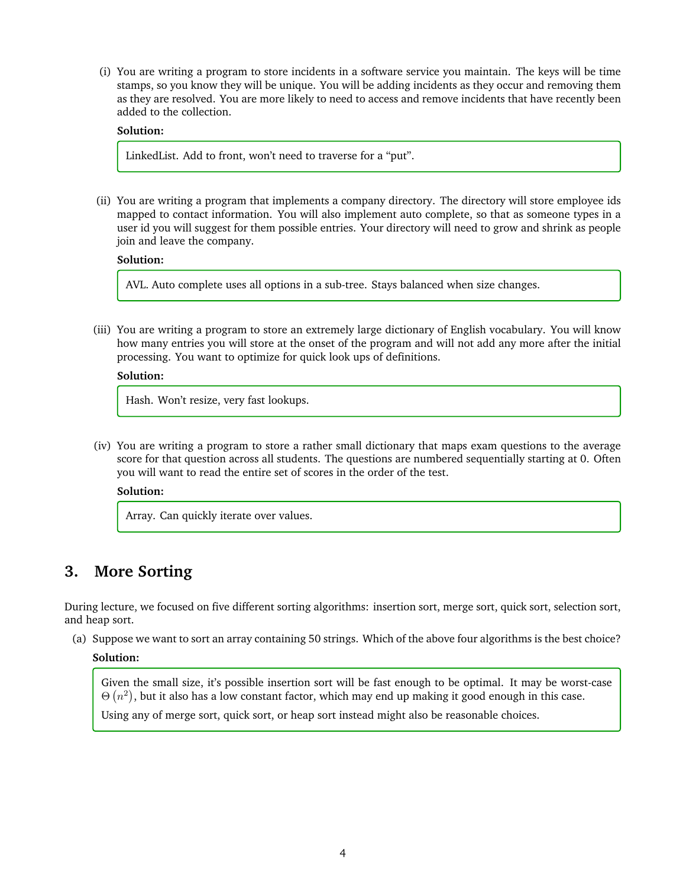(i) You are writing a program to store incidents in a software service you maintain. The keys will be time stamps, so you know they will be unique. You will be adding incidents as they occur and removing them as they are resolved. You are more likely to need to access and remove incidents that have recently been added to the collection.

**Solution:**

LinkedList. Add to front, won't need to traverse for a "put".

(ii) You are writing a program that implements a company directory. The directory will store employee ids mapped to contact information. You will also implement auto complete, so that as someone types in a user id you will suggest for them possible entries. Your directory will need to grow and shrink as people join and leave the company.

**Solution:**

AVL. Auto complete uses all options in a sub-tree. Stays balanced when size changes.

(iii) You are writing a program to store an extremely large dictionary of English vocabulary. You will know how many entries you will store at the onset of the program and will not add any more after the initial processing. You want to optimize for quick look ups of definitions.

**Solution:**

Hash. Won't resize, very fast lookups.

(iv) You are writing a program to store a rather small dictionary that maps exam questions to the average score for that question across all students. The questions are numbered sequentially starting at 0. Often you will want to read the entire set of scores in the order of the test.

**Solution:**

Array. Can quickly iterate over values.

## 3. More Sorting

During lecture, we focused on five different sorting algorithms: insertion sort, merge sort, quick sort, selection sort, and heap sort.

(a) Suppose we want to sort an array containing 50 strings. Which of the above four algorithms is the best choice?

**Solution:**

Given the small size, it's possible insertion sort will be fast enough to be optimal. It may be worst-case $\Theta(n^2)$, but it also has a low constant factor, which may end up making it good enough in this case.

Using any of merge sort, quick sort, or heap sort instead might also be reasonable choices.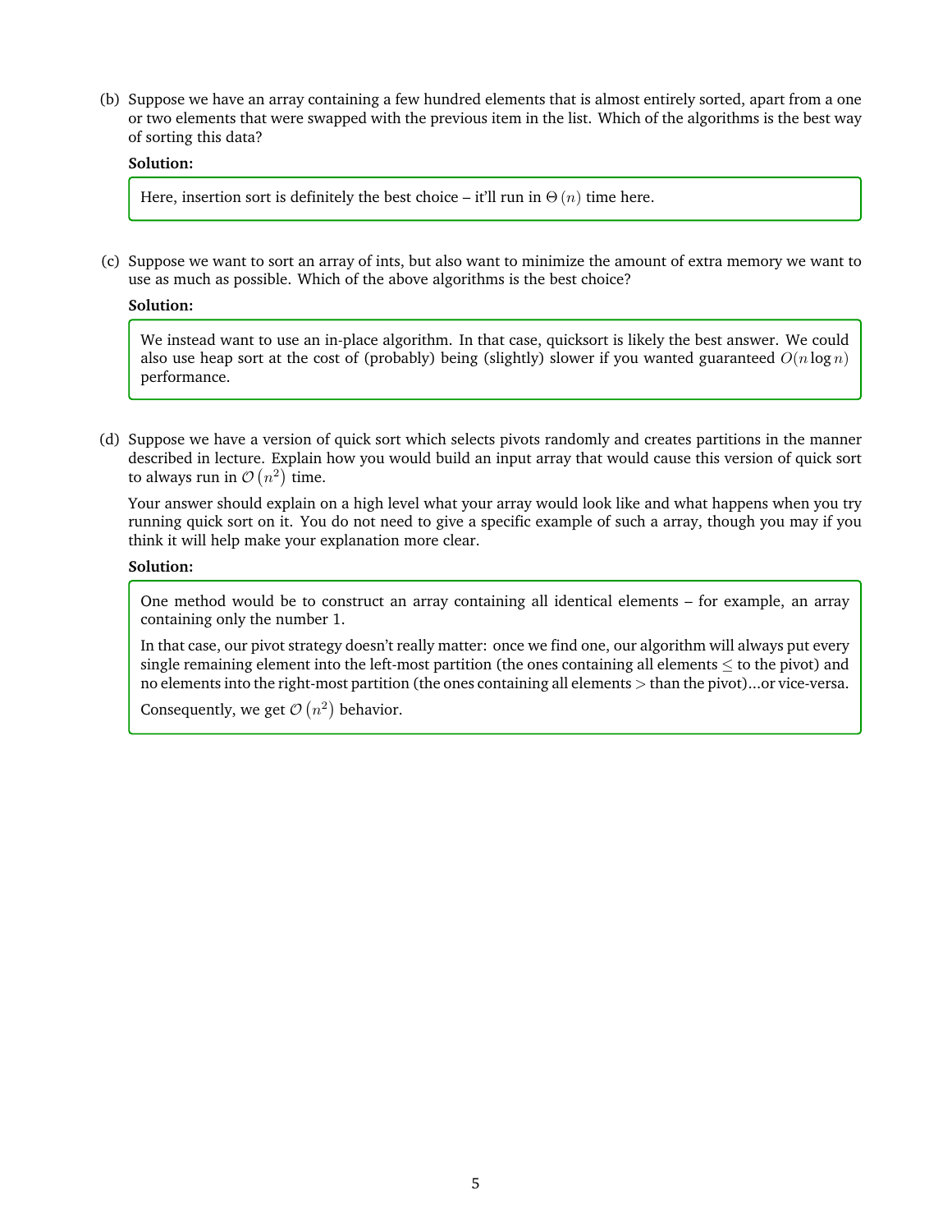(b) Suppose we have an array containing a few hundred elements that is almost entirely sorted, apart from a one or two elements that were swapped with the previous item in the list. Which of the algorithms is the best way of sorting this data?

**Solution:**

> Here, insertion sort is definitely the best choice – it'll run in $\Theta(n)$ time here.

(c) Suppose we want to sort an array of ints, but also want to minimize the amount of extra memory we want to use as much as possible. Which of the above algorithms is the best choice?

**Solution:**

> We instead want to use an in-place algorithm. In that case, quicksort is likely the best answer. We could also use heap sort at the cost of (probably) being (slightly) slower if you wanted guaranteed $O(n \log n)$ performance.

(d) Suppose we have a version of quick sort which selects pivots randomly and creates partitions in the manner described in lecture. Explain how you would build an input array that would cause this version of quick sort to always run in $\mathcal{O}(n^2)$ time.

Your answer should explain on a high level what your array would look like and what happens when you try running quick sort on it. You do not need to give a specific example of such a array, though you may if you think it will help make your explanation more clear.

**Solution:**

> One method would be to construct an array containing all identical elements – for example, an array containing only the number 1.
>
> In that case, our pivot strategy doesn't really matter: once we find one, our algorithm will always put every single remaining element into the left-most partition (the ones containing all elements $\leq$ to the pivot) and no elements into the right-most partition (the ones containing all elements $>$ than the pivot)...or vice-versa.
>
> Consequently, we get $\mathcal{O}(n^2)$ behavior.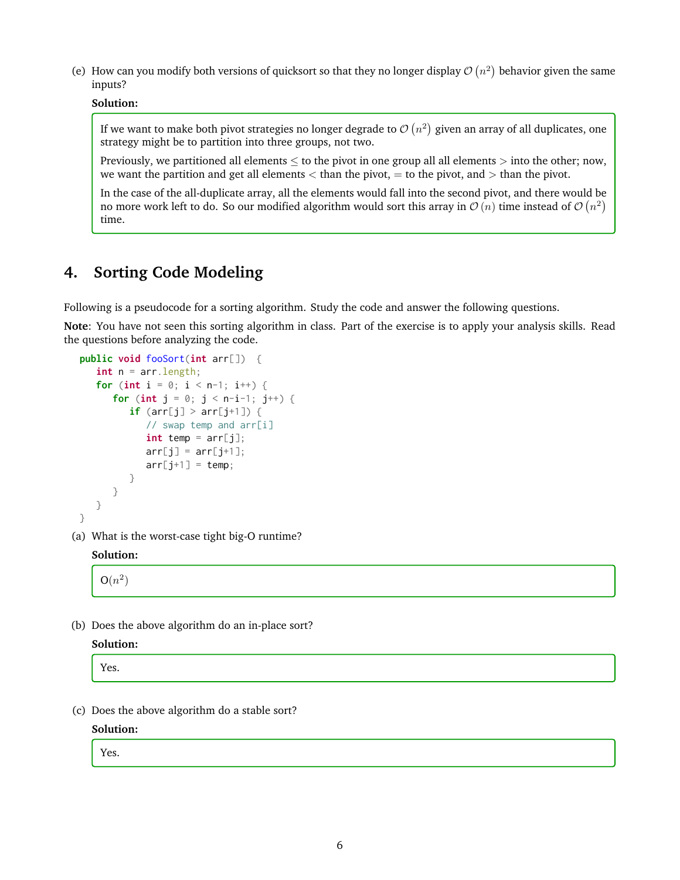(e) How can you modify both versions of quicksort so that they no longer display $\mathcal{O}(n^2)$ behavior given the same inputs?

**Solution:**

> If we want to make both pivot strategies no longer degrade to $\mathcal{O}(n^2)$ given an array of all duplicates, one strategy might be to partition into three groups, not two.
>
> Previously, we partitioned all elements $\leq$ to the pivot in one group all all elements $>$ into the other; now, we want the partition and get all elements $<$ than the pivot, $=$ to the pivot, and $>$ than the pivot.
>
> In the case of the all-duplicate array, all the elements would fall into the second pivot, and there would be no more work left to do. So our modified algorithm would sort this array in $\mathcal{O}(n)$ time instead of $\mathcal{O}(n^2)$ time.

## 4. Sorting Code Modeling

Following is a pseudocode for a sorting algorithm. Study the code and answer the following questions.

**Note**: You have not seen this sorting algorithm in class. Part of the exercise is to apply your analysis skills. Read the questions before analyzing the code.

```java
public void fooSort(int arr[])  {
   int n = arr.length;
   for (int i = 0; i < n-1; i++) {
      for (int j = 0; j < n-i-1; j++) {
         if (arr[j] > arr[j+1]) {
            // swap temp and arr[i]
            int temp = arr[j];
            arr[j] = arr[j+1];
            arr[j+1] = temp;
         }
      }
   }
}
```

(a) What is the worst-case tight big-O runtime?

**Solution:**

> O($n^2$)

(b) Does the above algorithm do an in-place sort?

**Solution:**

> Yes.

(c) Does the above algorithm do a stable sort?

**Solution:**

> Yes.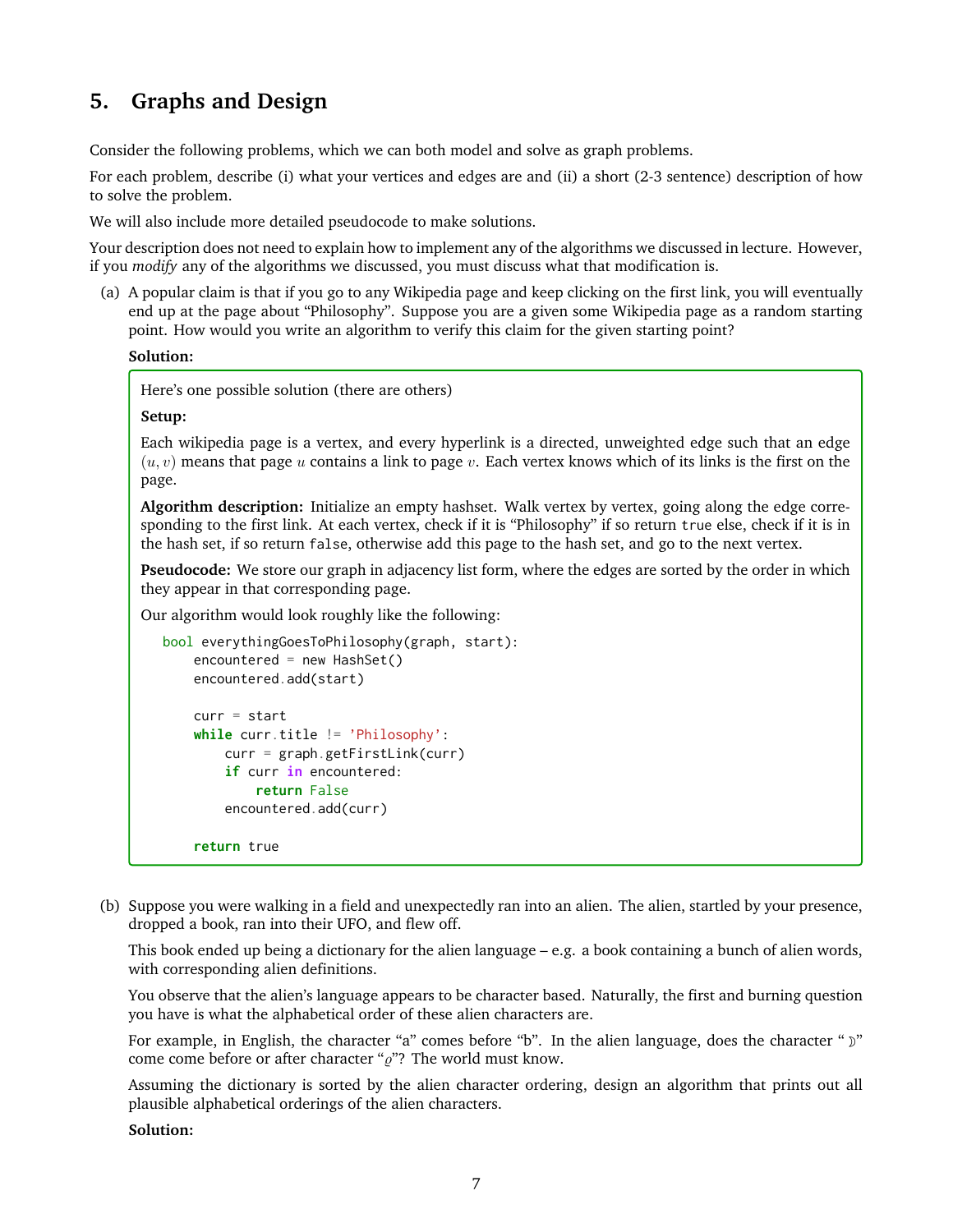## 5. Graphs and Design

Consider the following problems, which we can both model and solve as graph problems.

For each problem, describe (i) what your vertices and edges are and (ii) a short (2-3 sentence) description of how to solve the problem.

We will also include more detailed pseudocode to make solutions.

Your description does not need to explain how to implement any of the algorithms we discussed in lecture. However, if you *modify* any of the algorithms we discussed, you must discuss what that modification is.

(a) A popular claim is that if you go to any Wikipedia page and keep clicking on the first link, you will eventually end up at the page about "Philosophy". Suppose you are a given some Wikipedia page as a random starting point. How would you write an algorithm to verify this claim for the given starting point?

**Solution:**

Here's one possible solution (there are others)

**Setup:**

Each wikipedia page is a vertex, and every hyperlink is a directed, unweighted edge such that an edge $(u, v)$ means that page $u$ contains a link to page $v$. Each vertex knows which of its links is the first on the page.

**Algorithm description:** Initialize an empty hashset. Walk vertex by vertex, going along the edge corresponding to the first link. At each vertex, check if it is "Philosophy" if so return `true` else, check if it is in the hash set, if so return `false`, otherwise add this page to the hash set, and go to the next vertex.

**Pseudocode:** We store our graph in adjacency list form, where the edges are sorted by the order in which they appear in that corresponding page.

Our algorithm would look roughly like the following:

```
bool everythingGoesToPhilosophy(graph, start):
    encountered = new HashSet()
    encountered.add(start)

    curr = start
    while curr.title != 'Philosophy':
        curr = graph.getFirstLink(curr)
        if curr in encountered:
            return False
        encountered.add(curr)

    return true
```

(b) Suppose you were walking in a field and unexpectedly ran into an alien. The alien, startled by your presence, dropped a book, ran into their UFO, and flew off.

This book ended up being a dictionary for the alien language – e.g. a book containing a bunch of alien words, with corresponding alien definitions.

You observe that the alien's language appears to be character based. Naturally, the first and burning question you have is what the alphabetical order of these alien characters are.

For example, in English, the character "a" comes before "b". In the alien language, does the character "𝔇" come come before or after character "ϱ"? The world must know.

Assuming the dictionary is sorted by the alien character ordering, design an algorithm that prints out all plausible alphabetical orderings of the alien characters.

**Solution:**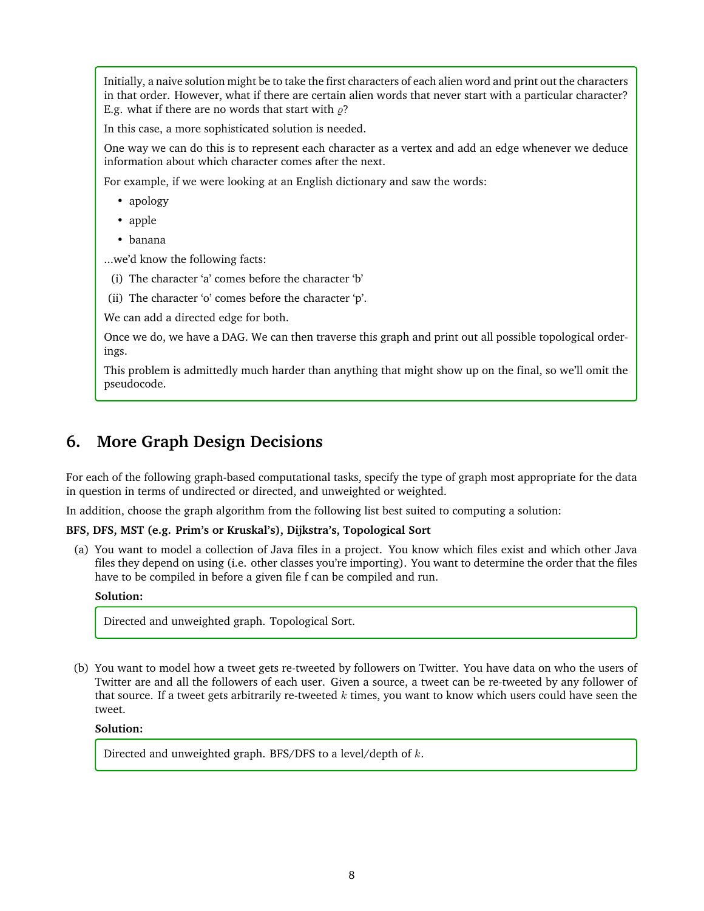Initially, a naive solution might be to take the first characters of each alien word and print out the characters in that order. However, what if there are certain alien words that never start with a particular character? E.g. what if there are no words that start with $\varrho$?

In this case, a more sophisticated solution is needed.

One way we can do this is to represent each character as a vertex and add an edge whenever we deduce information about which character comes after the next.

For example, if we were looking at an English dictionary and saw the words:

- apology
- apple
- banana

...we'd know the following facts:

(i) The character 'a' comes before the character 'b'

(ii) The character 'o' comes before the character 'p'.

We can add a directed edge for both.

Once we do, we have a DAG. We can then traverse this graph and print out all possible topological orderings.

This problem is admittedly much harder than anything that might show up on the final, so we'll omit the pseudocode.

## 6. More Graph Design Decisions

For each of the following graph-based computational tasks, specify the type of graph most appropriate for the data in question in terms of undirected or directed, and unweighted or weighted.

In addition, choose the graph algorithm from the following list best suited to computing a solution:

**BFS, DFS, MST (e.g. Prim's or Kruskal's), Dijkstra's, Topological Sort**

(a) You want to model a collection of Java files in a project. You know which files exist and which other Java files they depend on using (i.e. other classes you're importing). You want to determine the order that the files have to be compiled in before a given file f can be compiled and run.

**Solution:**

Directed and unweighted graph. Topological Sort.

(b) You want to model how a tweet gets re-tweeted by followers on Twitter. You have data on who the users of Twitter are and all the followers of each user. Given a source, a tweet can be re-tweeted by any follower of that source. If a tweet gets arbitrarily re-tweeted $k$ times, you want to know which users could have seen the tweet.

**Solution:**

Directed and unweighted graph. BFS/DFS to a level/depth of $k$.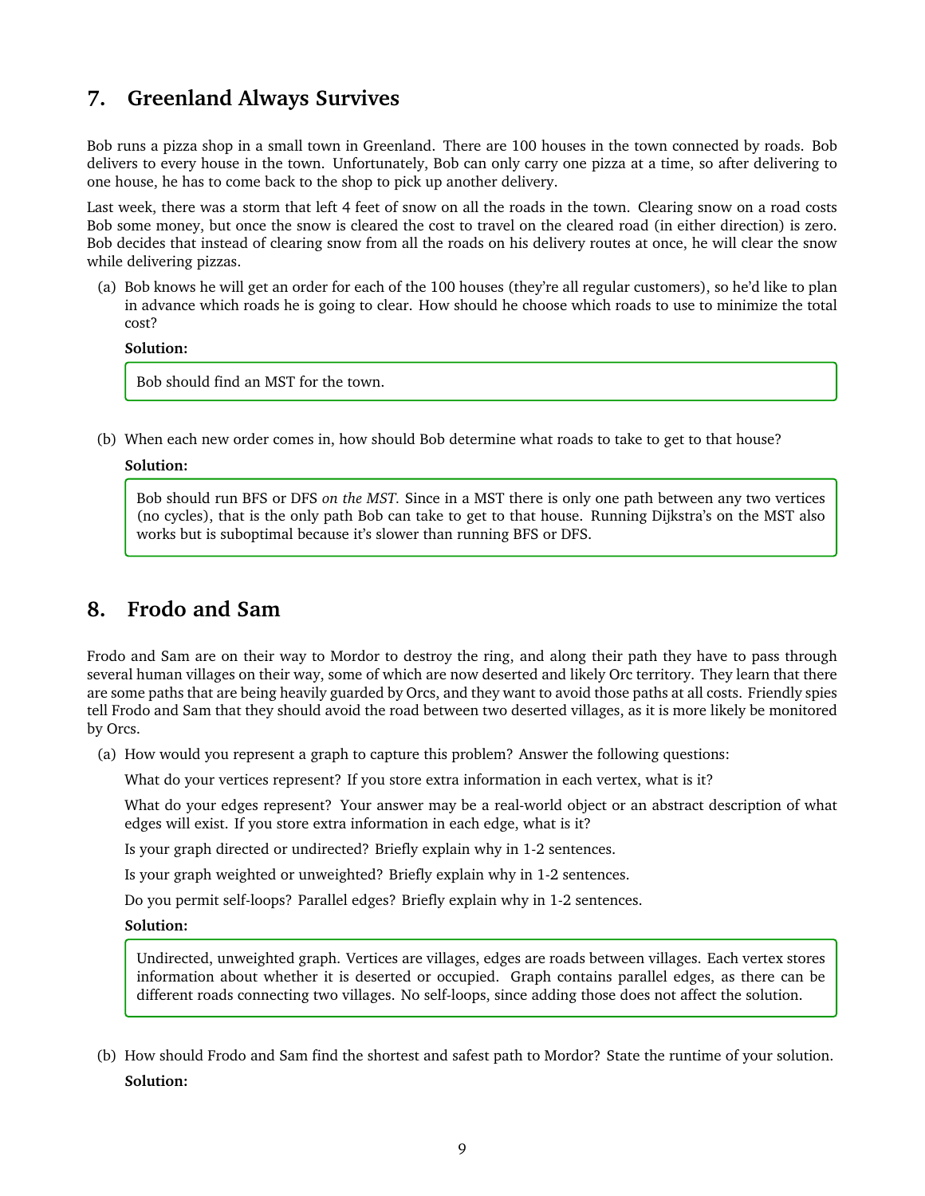## 7. Greenland Always Survives

Bob runs a pizza shop in a small town in Greenland. There are 100 houses in the town connected by roads. Bob delivers to every house in the town. Unfortunately, Bob can only carry one pizza at a time, so after delivering to one house, he has to come back to the shop to pick up another delivery.

Last week, there was a storm that left 4 feet of snow on all the roads in the town. Clearing snow on a road costs Bob some money, but once the snow is cleared the cost to travel on the cleared road (in either direction) is zero. Bob decides that instead of clearing snow from all the roads on his delivery routes at once, he will clear the snow while delivering pizzas.

(a) Bob knows he will get an order for each of the 100 houses (they're all regular customers), so he'd like to plan in advance which roads he is going to clear. How should he choose which roads to use to minimize the total cost?

**Solution:**

Bob should find an MST for the town.

(b) When each new order comes in, how should Bob determine what roads to take to get to that house?

**Solution:**

Bob should run BFS or DFS *on the MST.* Since in a MST there is only one path between any two vertices (no cycles), that is the only path Bob can take to get to that house. Running Dijkstra's on the MST also works but is suboptimal because it's slower than running BFS or DFS.

## 8. Frodo and Sam

Frodo and Sam are on their way to Mordor to destroy the ring, and along their path they have to pass through several human villages on their way, some of which are now deserted and likely Orc territory. They learn that there are some paths that are being heavily guarded by Orcs, and they want to avoid those paths at all costs. Friendly spies tell Frodo and Sam that they should avoid the road between two deserted villages, as it is more likely be monitored by Orcs.

(a) How would you represent a graph to capture this problem? Answer the following questions:

What do your vertices represent? If you store extra information in each vertex, what is it?

What do your edges represent? Your answer may be a real-world object or an abstract description of what edges will exist. If you store extra information in each edge, what is it?

Is your graph directed or undirected? Briefly explain why in 1-2 sentences.

Is your graph weighted or unweighted? Briefly explain why in 1-2 sentences.

Do you permit self-loops? Parallel edges? Briefly explain why in 1-2 sentences.

**Solution:**

Undirected, unweighted graph. Vertices are villages, edges are roads between villages. Each vertex stores information about whether it is deserted or occupied. Graph contains parallel edges, as there can be different roads connecting two villages. No self-loops, since adding those does not affect the solution.

(b) How should Frodo and Sam find the shortest and safest path to Mordor? State the runtime of your solution.

**Solution:**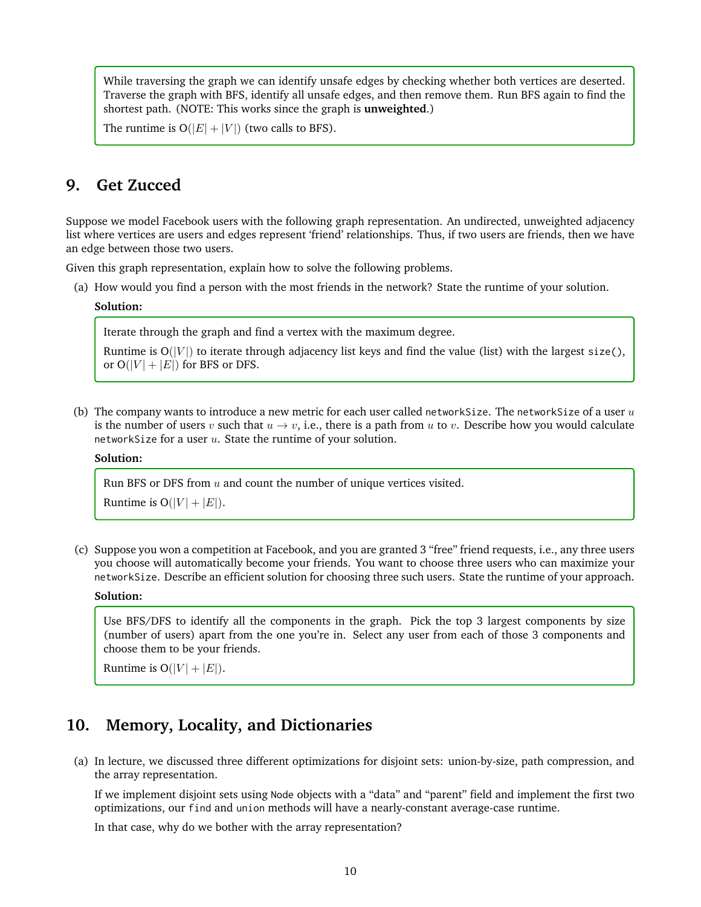While traversing the graph we can identify unsafe edges by checking whether both vertices are deserted. Traverse the graph with BFS, identify all unsafe edges, and then remove them. Run BFS again to find the shortest path. (NOTE: This works since the graph is **unweighted**.)

The runtime is $O(|E| + |V|)$ (two calls to BFS).

## 9. Get Zucced

Suppose we model Facebook users with the following graph representation. An undirected, unweighted adjacency list where vertices are users and edges represent 'friend' relationships. Thus, if two users are friends, then we have an edge between those two users.

Given this graph representation, explain how to solve the following problems.

(a) How would you find a person with the most friends in the network? State the runtime of your solution.

**Solution:**

Iterate through the graph and find a vertex with the maximum degree.

Runtime is $O(|V|)$ to iterate through adjacency list keys and find the value (list) with the largest `size()`, or $O(|V| + |E|)$ for BFS or DFS.

(b) The company wants to introduce a new metric for each user called `networkSize`. The `networkSize` of a user $u$ is the number of users $v$ such that $u \rightarrow v$, i.e., there is a path from $u$ to $v$. Describe how you would calculate `networkSize` for a user $u$. State the runtime of your solution.

**Solution:**

Run BFS or DFS from $u$ and count the number of unique vertices visited.

Runtime is $O(|V| + |E|)$.

(c) Suppose you won a competition at Facebook, and you are granted 3 "free" friend requests, i.e., any three users you choose will automatically become your friends. You want to choose three users who can maximize your `networkSize`. Describe an efficient solution for choosing three such users. State the runtime of your approach.

**Solution:**

Use BFS/DFS to identify all the components in the graph. Pick the top 3 largest components by size (number of users) apart from the one you're in. Select any user from each of those 3 components and choose them to be your friends.

Runtime is $O(|V| + |E|)$.

## 10. Memory, Locality, and Dictionaries

(a) In lecture, we discussed three different optimizations for disjoint sets: union-by-size, path compression, and the array representation.

If we implement disjoint sets using `Node` objects with a "data" and "parent" field and implement the first two optimizations, our `find` and `union` methods will have a nearly-constant average-case runtime.

In that case, why do we bother with the array representation?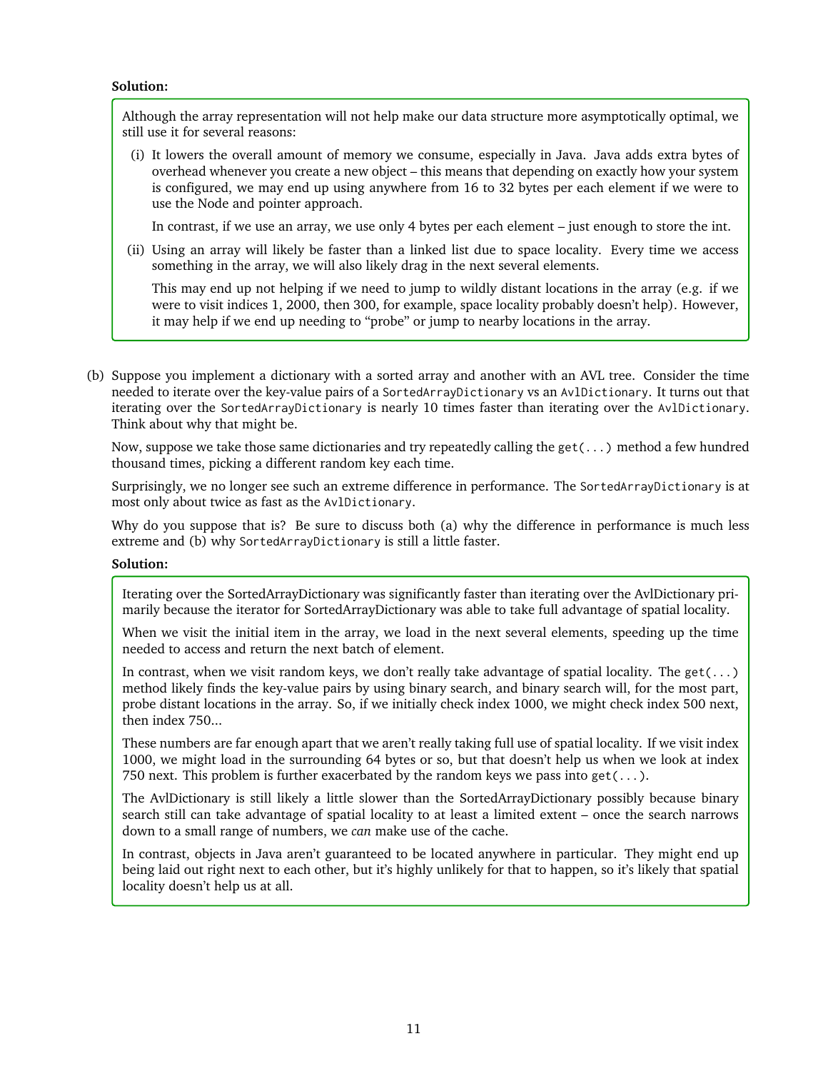**Solution:**

Although the array representation will not help make our data structure more asymptotically optimal, we still use it for several reasons:

(i) It lowers the overall amount of memory we consume, especially in Java. Java adds extra bytes of overhead whenever you create a new object – this means that depending on exactly how your system is configured, we may end up using anywhere from 16 to 32 bytes per each element if we were to use the Node and pointer approach.

In contrast, if we use an array, we use only 4 bytes per each element – just enough to store the int.

(ii) Using an array will likely be faster than a linked list due to space locality. Every time we access something in the array, we will also likely drag in the next several elements.

This may end up not helping if we need to jump to wildly distant locations in the array (e.g. if we were to visit indices 1, 2000, then 300, for example, space locality probably doesn't help). However, it may help if we end up needing to "probe" or jump to nearby locations in the array.

(b) Suppose you implement a dictionary with a sorted array and another with an AVL tree. Consider the time needed to iterate over the key-value pairs of a `SortedArrayDictionary` vs an `AvlDictionary`. It turns out that iterating over the `SortedArrayDictionary` is nearly 10 times faster than iterating over the `AvlDictionary`. Think about why that might be.

Now, suppose we take those same dictionaries and try repeatedly calling the `get(...)` method a few hundred thousand times, picking a different random key each time.

Surprisingly, we no longer see such an extreme difference in performance. The `SortedArrayDictionary` is at most only about twice as fast as the `AvlDictionary`.

Why do you suppose that is? Be sure to discuss both (a) why the difference in performance is much less extreme and (b) why `SortedArrayDictionary` is still a little faster.

**Solution:**

Iterating over the SortedArrayDictionary was significantly faster than iterating over the AvlDictionary primarily because the iterator for SortedArrayDictionary was able to take full advantage of spatial locality.

When we visit the initial item in the array, we load in the next several elements, speeding up the time needed to access and return the next batch of element.

In contrast, when we visit random keys, we don't really take advantage of spatial locality. The `get(...)` method likely finds the key-value pairs by using binary search, and binary search will, for the most part, probe distant locations in the array. So, if we initially check index 1000, we might check index 500 next, then index 750...

These numbers are far enough apart that we aren't really taking full use of spatial locality. If we visit index 1000, we might load in the surrounding 64 bytes or so, but that doesn't help us when we look at index 750 next. This problem is further exacerbated by the random keys we pass into `get(...)`.

The AvlDictionary is still likely a little slower than the SortedArrayDictionary possibly because binary search still can take advantage of spatial locality to at least a limited extent – once the search narrows down to a small range of numbers, we *can* make use of the cache.

In contrast, objects in Java aren't guaranteed to be located anywhere in particular. They might end up being laid out right next to each other, but it's highly unlikely for that to happen, so it's likely that spatial locality doesn't help us at all.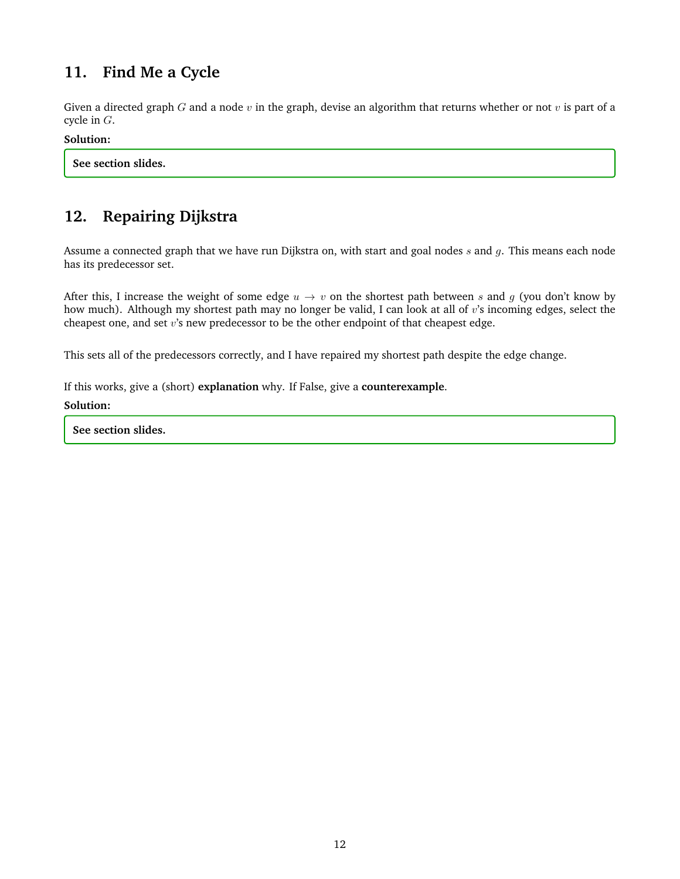## 11. Find Me a Cycle

Given a directed graph $G$ and a node $v$ in the graph, devise an algorithm that returns whether or not $v$ is part of a cycle in $G$.

**Solution:**

**See section slides.**

## 12. Repairing Dijkstra

Assume a connected graph that we have run Dijkstra on, with start and goal nodes $s$ and $g$. This means each node has its predecessor set.

After this, I increase the weight of some edge $u \to v$ on the shortest path between $s$ and $g$ (you don't know by how much). Although my shortest path may no longer be valid, I can look at all of $v$'s incoming edges, select the cheapest one, and set $v$'s new predecessor to be the other endpoint of that cheapest edge.

This sets all of the predecessors correctly, and I have repaired my shortest path despite the edge change.

If this works, give a (short) **explanation** why. If False, give a **counterexample**.

**Solution:**

**See section slides.**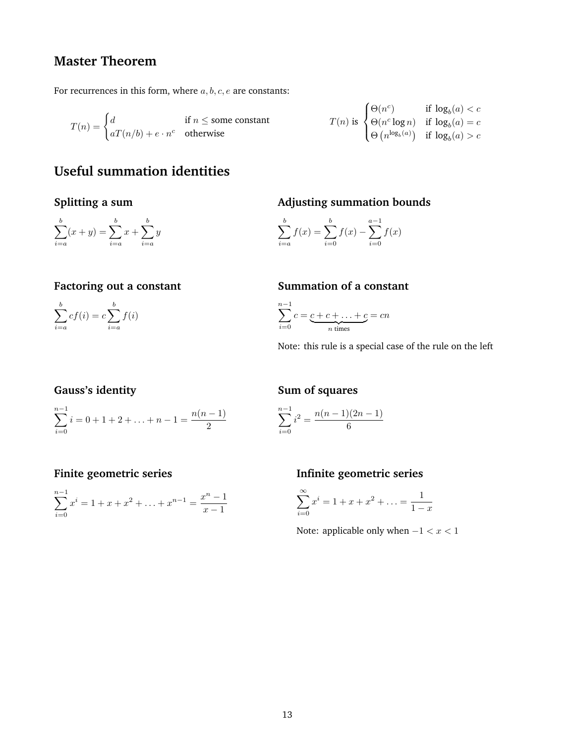## Master Theorem

For recurrences in this form, where $a, b, c, e$ are constants:

$$T(n) = \begin{cases} d & \text{if } n \leq \text{some constant} \\ aT(n/b) + e \cdot n^c & \text{otherwise} \end{cases}$$

$$T(n) \text{ is } \begin{cases} \Theta(n^c) & \text{if } \log_b(a) < c \\ \Theta(n^c \log n) & \text{if } \log_b(a) = c \\ \Theta\left(n^{\log_b(a)}\right) & \text{if } \log_b(a) > c \end{cases}$$

## Useful summation identities

### Splitting a sum

$$\sum_{i=a}^{b}(x+y) = \sum_{i=a}^{b} x + \sum_{i=a}^{b} y$$

### Adjusting summation bounds

$$\sum_{i=a}^{b} f(x) = \sum_{i=0}^{b} f(x) - \sum_{i=0}^{a-1} f(x)$$

### Factoring out a constant

$$\sum_{i=a}^{b} cf(i) = c\sum_{i=a}^{b} f(i)$$

### Summation of a constant

$$\sum_{i=0}^{n-1} c = \underbrace{c + c + \ldots + c}_{n \text{ times}} = cn$$

Note: this rule is a special case of the rule on the left

### Gauss's identity

$$\sum_{i=0}^{n-1} i = 0 + 1 + 2 + \ldots + n - 1 = \frac{n(n-1)}{2}$$

### Sum of squares

$$\sum_{i=0}^{n-1} i^2 = \frac{n(n-1)(2n-1)}{6}$$

### Finite geometric series

$$\sum_{i=0}^{n-1} x^i = 1 + x + x^2 + \ldots + x^{n-1} = \frac{x^n - 1}{x - 1}$$

### Infinite geometric series

$$\sum_{i=0}^{\infty} x^i = 1 + x + x^2 + \ldots = \frac{1}{1-x}$$

Note: applicable only when $-1 < x < 1$